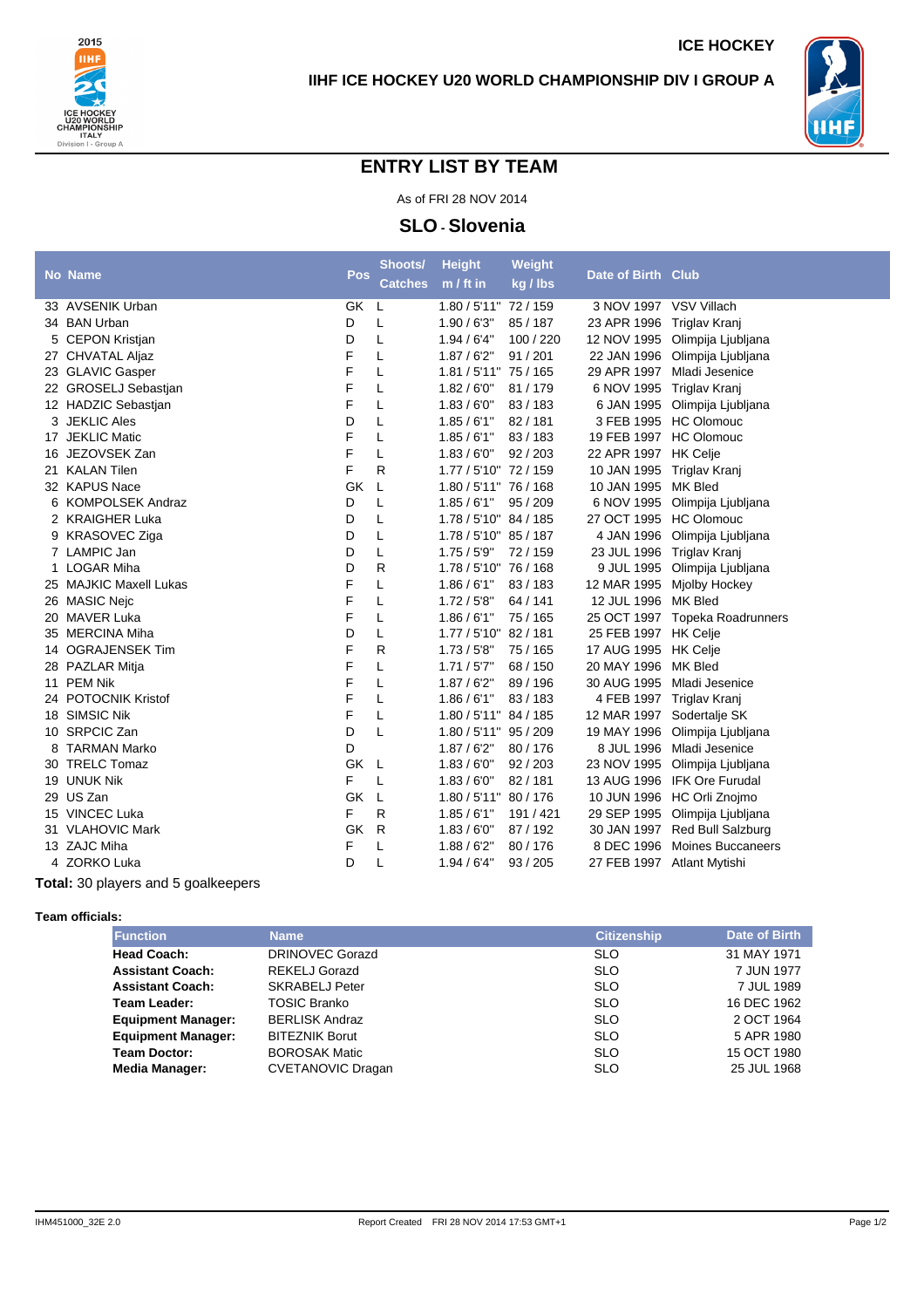ICE HOCKEY

## IIHF ICE HOCKEY U20 WORLD CHAMPIONSHIP DIV I GROUP A

# ENTRY LIST BY TEAM

As of FRI 28 NOV 2014

## SLO - Slovenia

| No | Name | Pos | Shoots/ Catches | Height m / ft in | Weight kg / lbs | Date of Birth | Club |
|---|---|---|---|---|---|---|---|
| 33 | AVSENIK Urban | GK | L | 1.80 / 5'11" | 72 / 159 | 3 NOV 1997 | VSV Villach |
| 34 | BAN Urban | D | L | 1.90 / 6'3" | 85 / 187 | 23 APR 1996 | Triglav Kranj |
| 5 | CEPON Kristjan | D | L | 1.94 / 6'4" | 100 / 220 | 12 NOV 1995 | Olimpija Ljubljana |
| 27 | CHVATAL Aljaz | F | L | 1.87 / 6'2" | 91 / 201 | 22 JAN 1996 | Olimpija Ljubljana |
| 23 | GLAVIC Gasper | F | L | 1.81 / 5'11" | 75 / 165 | 29 APR 1997 | Mladi Jesenice |
| 22 | GROSELJ Sebastjan | F | L | 1.82 / 6'0" | 81 / 179 | 6 NOV 1995 | Triglav Kranj |
| 12 | HADZIC Sebastjan | F | L | 1.83 / 6'0" | 83 / 183 | 6 JAN 1995 | Olimpija Ljubljana |
| 3 | JEKLIC Ales | D | L | 1.85 / 6'1" | 82 / 181 | 3 FEB 1995 | HC Olomouc |
| 17 | JEKLIC Matic | F | L | 1.85 / 6'1" | 83 / 183 | 19 FEB 1997 | HC Olomouc |
| 16 | JEZOVSEK Zan | F | L | 1.83 / 6'0" | 92 / 203 | 22 APR 1997 | HK Celje |
| 21 | KALAN Tilen | F | R | 1.77 / 5'10" | 72 / 159 | 10 JAN 1995 | Triglav Kranj |
| 32 | KAPUS Nace | GK | L | 1.80 / 5'11" | 76 / 168 | 10 JAN 1995 | MK Bled |
| 6 | KOMPOLSEK Andraz | D | L | 1.85 / 6'1" | 95 / 209 | 6 NOV 1995 | Olimpija Ljubljana |
| 2 | KRAIGHER Luka | D | L | 1.78 / 5'10" | 84 / 185 | 27 OCT 1995 | HC Olomouc |
| 9 | KRASOVEC Ziga | D | L | 1.78 / 5'10" | 85 / 187 | 4 JAN 1996 | Olimpija Ljubljana |
| 7 | LAMPIC Jan | D | L | 1.75 / 5'9" | 72 / 159 | 23 JUL 1996 | Triglav Kranj |
| 1 | LOGAR Miha | D | R | 1.78 / 5'10" | 76 / 168 | 9 JUL 1995 | Olimpija Ljubljana |
| 25 | MAJKIC Maxell Lukas | F | L | 1.86 / 6'1" | 83 / 183 | 12 MAR 1995 | Mjolby Hockey |
| 26 | MASIC Nejc | F | L | 1.72 / 5'8" | 64 / 141 | 12 JUL 1996 | MK Bled |
| 20 | MAVER Luka | F | L | 1.86 / 6'1" | 75 / 165 | 25 OCT 1997 | Topeka Roadrunners |
| 35 | MERCINA Miha | D | L | 1.77 / 5'10" | 82 / 181 | 25 FEB 1997 | HK Celje |
| 14 | OGRAJENSEK Tim | F | R | 1.73 / 5'8" | 75 / 165 | 17 AUG 1995 | HK Celje |
| 28 | PAZLAR Mitja | F | L | 1.71 / 5'7" | 68 / 150 | 20 MAY 1996 | MK Bled |
| 11 | PEM Nik | F | L | 1.87 / 6'2" | 89 / 196 | 30 AUG 1995 | Mladi Jesenice |
| 24 | POTOCNIK Kristof | F | L | 1.86 / 6'1" | 83 / 183 | 4 FEB 1997 | Triglav Kranj |
| 18 | SIMSIC Nik | F | L | 1.80 / 5'11" | 84 / 185 | 12 MAR 1997 | Sodertalje SK |
| 10 | SRPCIC Zan | D | L | 1.80 / 5'11" | 95 / 209 | 19 MAY 1996 | Olimpija Ljubljana |
| 8 | TARMAN Marko | D | | 1.87 / 6'2" | 80 / 176 | 8 JUL 1996 | Mladi Jesenice |
| 30 | TRELC Tomaz | GK | L | 1.83 / 6'0" | 92 / 203 | 23 NOV 1995 | Olimpija Ljubljana |
| 19 | UNUK Nik | F | L | 1.83 / 6'0" | 82 / 181 | 13 AUG 1996 | IFK Ore Furudal |
| 29 | US Zan | GK | L | 1.80 / 5'11" | 80 / 176 | 10 JUN 1996 | HC Orli Znojmo |
| 15 | VINCEC Luka | F | R | 1.85 / 6'1" | 191 / 421 | 29 SEP 1995 | Olimpija Ljubljana |
| 31 | VLAHOVIC Mark | GK | R | 1.83 / 6'0" | 87 / 192 | 30 JAN 1997 | Red Bull Salzburg |
| 13 | ZAJC Miha | F | L | 1.88 / 6'2" | 80 / 176 | 8 DEC 1996 | Moines Buccaneers |
| 4 | ZORKO Luka | D | L | 1.94 / 6'4" | 93 / 205 | 27 FEB 1997 | Atlant Mytishi |

**Total:** 30 players and 5 goalkeepers

**Team officials:**

| Function | Name | Citizenship | Date of Birth |
|---|---|---|---|
| **Head Coach:** | DRINOVEC Gorazd | SLO | 31 MAY 1971 |
| **Assistant Coach:** | REKELJ Gorazd | SLO | 7 JUN 1977 |
| **Assistant Coach:** | SKRABELJ Peter | SLO | 7 JUL 1989 |
| **Team Leader:** | TOSIC Branko | SLO | 16 DEC 1962 |
| **Equipment Manager:** | BERLISK Andraz | SLO | 2 OCT 1964 |
| **Equipment Manager:** | BITEZNIK Borut | SLO | 5 APR 1980 |
| **Team Doctor:** | BOROSAK Matic | SLO | 15 OCT 1980 |
| **Media Manager:** | CVETANOVIC Dragan | SLO | 25 JUL 1968 |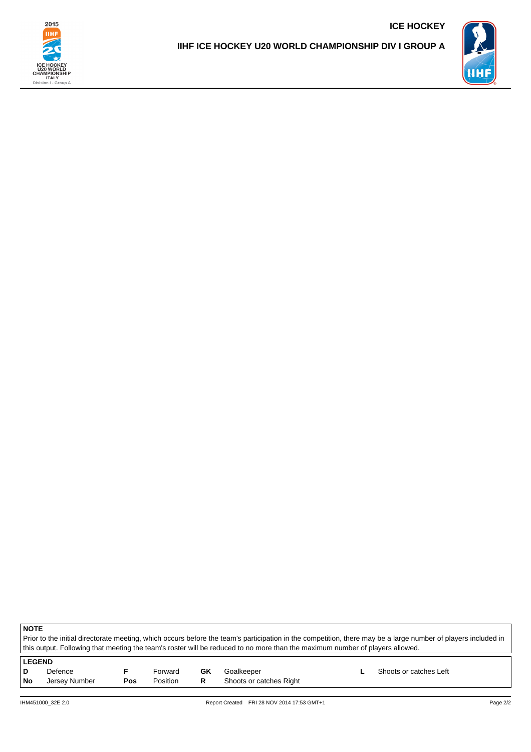**NOTE**

Prior to the initial directorate meeting, which occurs before the team's participation in the competition, there may be a large number of players included in this output. Following that meeting the team's roster will be reduced to no more than the maximum number of players allowed.

**LEGEND**

| | | | | | | | |
|---|---|---|---|---|---|---|---|
| **D** | Defence | **F** | Forward | **GK** | Goalkeeper | **L** | Shoots or catches Left |
| **No** | Jersey Number | **Pos** | Position | **R** | Shoots or catches Right | | |